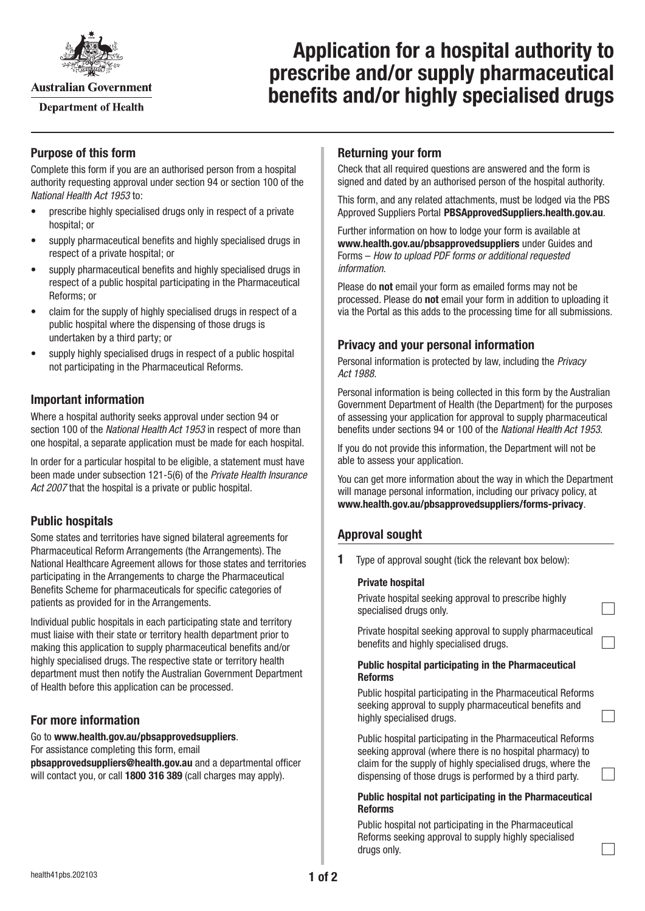Australian Government

Department of Health

# Application for a hospital authority to prescribe and/or supply pharmaceutical benefits and/or highly specialised drugs

## Purpose of this form

Complete this form if you are an authorised person from a hospital authority requesting approval under section 94 or section 100 of the *National Health Act 1953* to:

- prescribe highly specialised drugs only in respect of a private hospital; or
- supply pharmaceutical benefits and highly specialised drugs in respect of a private hospital; or
- supply pharmaceutical benefits and highly specialised drugs in respect of a public hospital participating in the Pharmaceutical Reforms; or
- claim for the supply of highly specialised drugs in respect of a public hospital where the dispensing of those drugs is undertaken by a third party; or
- supply highly specialised drugs in respect of a public hospital not participating in the Pharmaceutical Reforms.

## Important information

Where a hospital authority seeks approval under section 94 or section 100 of the *National Health Act 1953* in respect of more than one hospital, a separate application must be made for each hospital.

In order for a particular hospital to be eligible, a statement must have been made under subsection 121-5(6) of the *Private Health Insurance Act 2007* that the hospital is a private or public hospital.

## Public hospitals

Some states and territories have signed bilateral agreements for Pharmaceutical Reform Arrangements (the Arrangements). The National Healthcare Agreement allows for those states and territories participating in the Arrangements to charge the Pharmaceutical Benefits Scheme for pharmaceuticals for specific categories of patients as provided for in the Arrangements.

Individual public hospitals in each participating state and territory must liaise with their state or territory health department prior to making this application to supply pharmaceutical benefits and/or highly specialised drugs. The respective state or territory health department must then notify the Australian Government Department of Health before this application can be processed.

## For more information

Go to **www.health.gov.au/pbsapprovedsuppliers**.
For assistance completing this form, email **pbsapprovedsuppliers@health.gov.au** and a departmental officer will contact you, or call **1800 316 389** (call charges may apply).

## Returning your form

Check that all required questions are answered and the form is signed and dated by an authorised person of the hospital authority.

This form, and any related attachments, must be lodged via the PBS Approved Suppliers Portal **PBSApprovedSuppliers.health.gov.au**.

Further information on how to lodge your form is available at **www.health.gov.au/pbsapprovedsuppliers** under Guides and Forms – *How to upload PDF forms or additional requested information*.

Please do **not** email your form as emailed forms may not be processed. Please do **not** email your form in addition to uploading it via the Portal as this adds to the processing time for all submissions.

## Privacy and your personal information

Personal information is protected by law, including the *Privacy Act 1988*.

Personal information is being collected in this form by the Australian Government Department of Health (the Department) for the purposes of assessing your application for approval to supply pharmaceutical benefits under sections 94 or 100 of the *National Health Act 1953*.

If you do not provide this information, the Department will not be able to assess your application.

You can get more information about the way in which the Department will manage personal information, including our privacy policy, at **www.health.gov.au/pbsapprovedsuppliers/forms-privacy**.

## Approval sought

**1** Type of approval sought (tick the relevant box below):

**Private hospital**

Private hospital seeking approval to prescribe highly specialised drugs only. ☐

Private hospital seeking approval to supply pharmaceutical benefits and highly specialised drugs. ☐

**Public hospital participating in the Pharmaceutical Reforms**

Public hospital participating in the Pharmaceutical Reforms seeking approval to supply pharmaceutical benefits and highly specialised drugs. ☐

Public hospital participating in the Pharmaceutical Reforms seeking approval (where there is no hospital pharmacy) to claim for the supply of highly specialised drugs, where the dispensing of those drugs is performed by a third party. ☐

**Public hospital not participating in the Pharmaceutical Reforms**

Public hospital not participating in the Pharmaceutical Reforms seeking approval to supply highly specialised drugs only. ☐

health41pbs.202103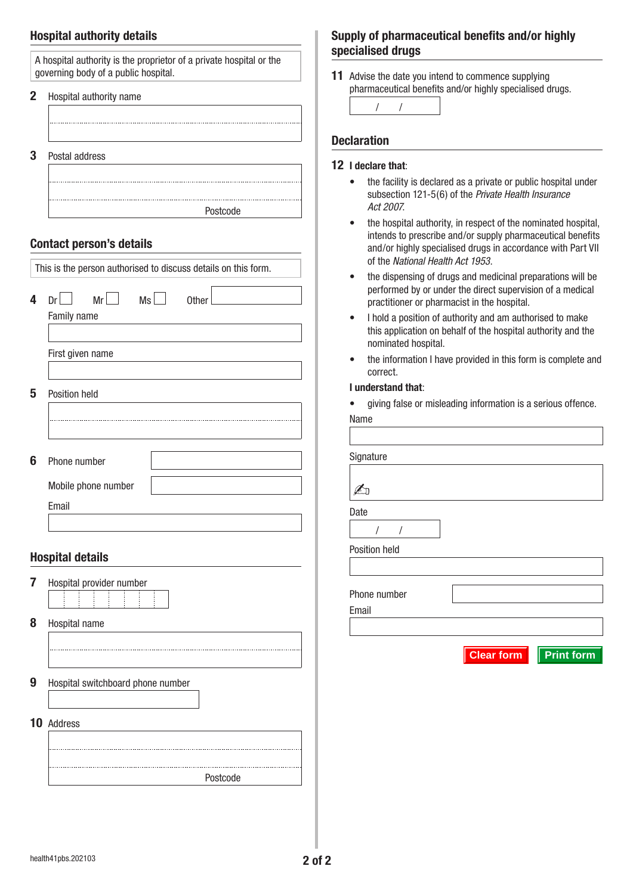## Hospital authority details

A hospital authority is the proprietor of a private hospital or the governing body of a public hospital.

**2** Hospital authority name

**3** Postal address

Postcode

## Contact person's details

This is the person authorised to discuss details on this form.

**4** Dr ☐ Mr ☐ Ms ☐ Other

Family name

First given name

**5** Position held

**6** Phone number

Mobile phone number

Email

## Hospital details

**7** Hospital provider number

**8** Hospital name

**9** Hospital switchboard phone number

**10** Address

Postcode

## Supply of pharmaceutical benefits and/or highly specialised drugs

**11** Advise the date you intend to commence supplying pharmaceutical benefits and/or highly specialised drugs.

/ /

## Declaration

**12** **I declare that**:

- the facility is declared as a private or public hospital under subsection 121-5(6) of the *Private Health Insurance Act 2007*.
- the hospital authority, in respect of the nominated hospital, intends to prescribe and/or supply pharmaceutical benefits and/or highly specialised drugs in accordance with Part VII of the *National Health Act 1953*.
- the dispensing of drugs and medicinal preparations will be performed by or under the direct supervision of a medical practitioner or pharmacist in the hospital.
- I hold a position of authority and am authorised to make this application on behalf of the hospital authority and the nominated hospital.
- the information I have provided in this form is complete and correct.

**I understand that**:

- giving false or misleading information is a serious offence.

Name

Signature

Date

/ /

Position held

Phone number

Email

Clear form Print form

health41pbs.202103